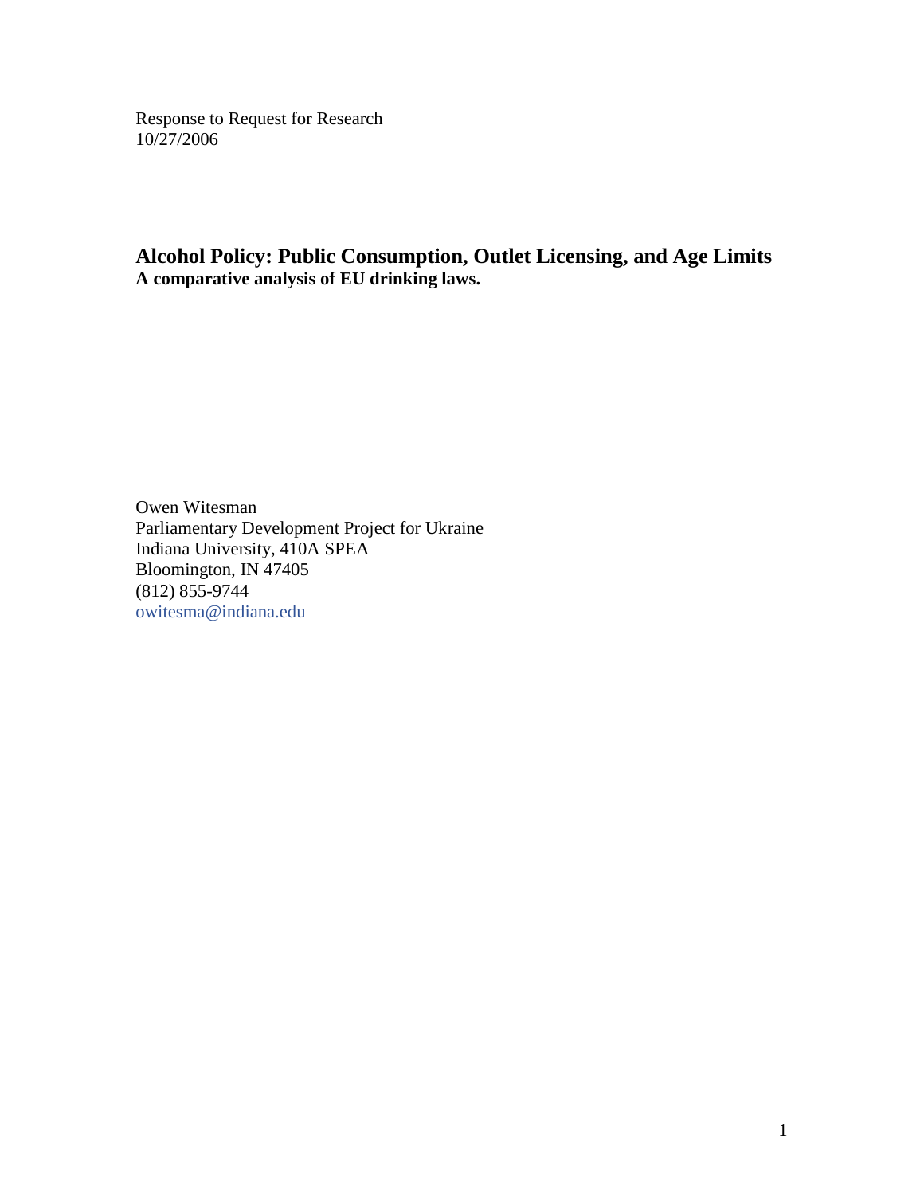Response to Request for Research
10/27/2006

# Alcohol Policy: Public Consumption, Outlet Licensing, and Age Limits

**A comparative analysis of EU drinking laws.**

Owen Witesman
Parliamentary Development Project for Ukraine
Indiana University, 410A SPEA
Bloomington, IN 47405
(812) 855-9744
owitesma@indiana.edu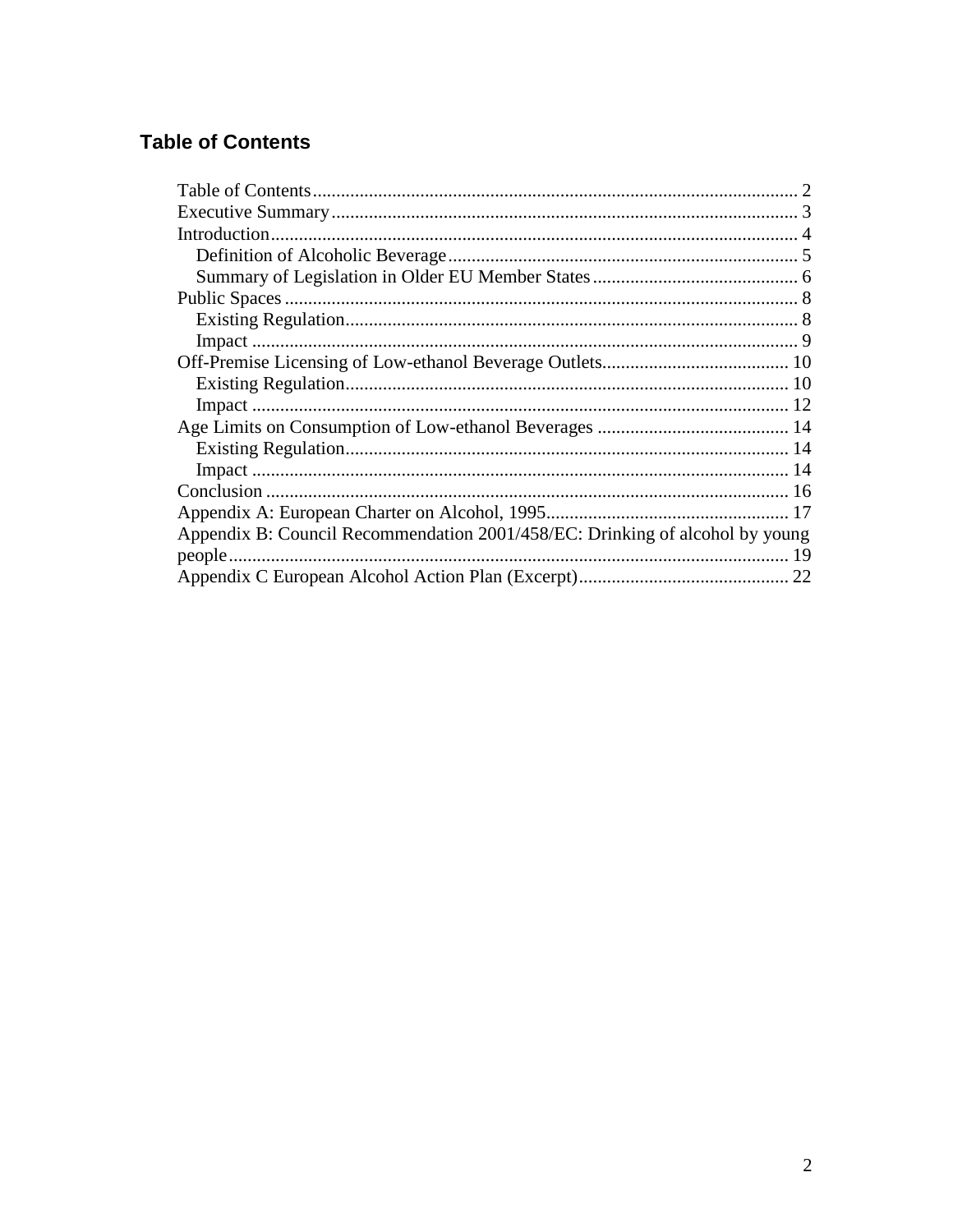## Table of Contents

Table of Contents........................................................................................................ 2
Executive Summary.................................................................................................... 3
Introduction................................................................................................................ 4
    Definition of Alcoholic Beverage........................................................................... 5
    Summary of Legislation in Older EU Member States............................................ 6
Public Spaces.............................................................................................................. 8
    Existing Regulation................................................................................................. 8
    Impact..................................................................................................................... 9
Off-Premise Licensing of Low-ethanol Beverage Outlets........................................ 10
    Existing Regulation............................................................................................... 10
    Impact................................................................................................................... 12
Age Limits on Consumption of Low-ethanol Beverages......................................... 14
    Existing Regulation............................................................................................... 14
    Impact................................................................................................................... 14
Conclusion................................................................................................................ 16
Appendix A: European Charter on Alcohol, 1995.................................................... 17
Appendix B: Council Recommendation 2001/458/EC: Drinking of alcohol by young people........................................................................................................................ 19
Appendix C European Alcohol Action Plan (Excerpt)............................................. 22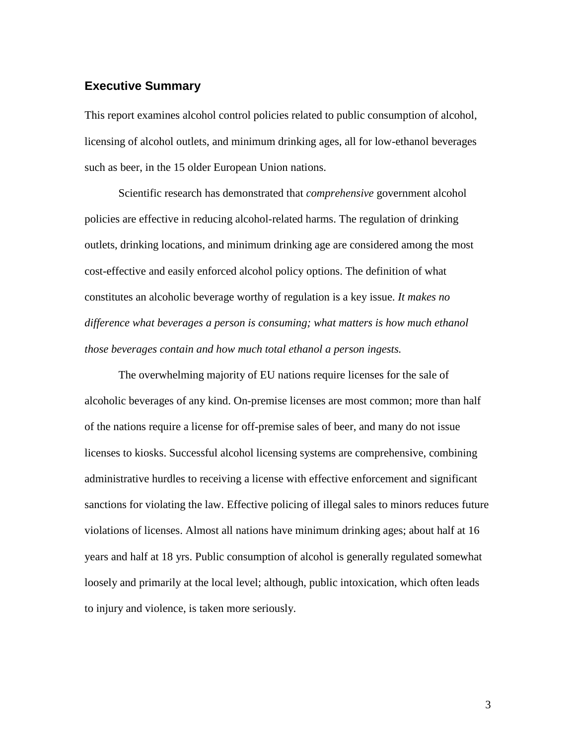## Executive Summary

This report examines alcohol control policies related to public consumption of alcohol, licensing of alcohol outlets, and minimum drinking ages, all for low-ethanol beverages such as beer, in the 15 older European Union nations.

Scientific research has demonstrated that *comprehensive* government alcohol policies are effective in reducing alcohol-related harms. The regulation of drinking outlets, drinking locations, and minimum drinking age are considered among the most cost-effective and easily enforced alcohol policy options. The definition of what constitutes an alcoholic beverage worthy of regulation is a key issue. *It makes no difference what beverages a person is consuming; what matters is how much ethanol those beverages contain and how much total ethanol a person ingests.*

The overwhelming majority of EU nations require licenses for the sale of alcoholic beverages of any kind. On-premise licenses are most common; more than half of the nations require a license for off-premise sales of beer, and many do not issue licenses to kiosks. Successful alcohol licensing systems are comprehensive, combining administrative hurdles to receiving a license with effective enforcement and significant sanctions for violating the law. Effective policing of illegal sales to minors reduces future violations of licenses. Almost all nations have minimum drinking ages; about half at 16 years and half at 18 yrs. Public consumption of alcohol is generally regulated somewhat loosely and primarily at the local level; although, public intoxication, which often leads to injury and violence, is taken more seriously.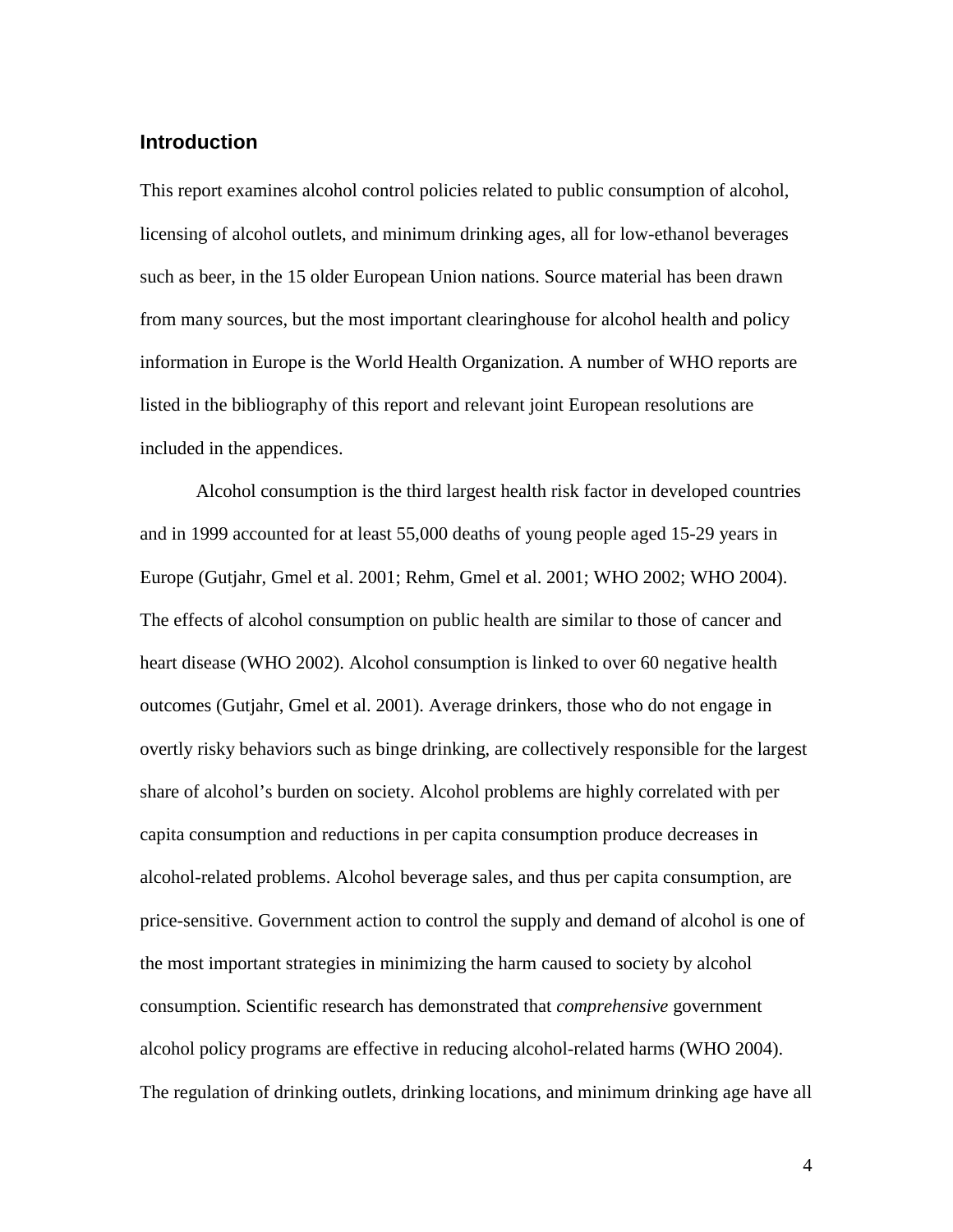## Introduction

This report examines alcohol control policies related to public consumption of alcohol, licensing of alcohol outlets, and minimum drinking ages, all for low-ethanol beverages such as beer, in the 15 older European Union nations. Source material has been drawn from many sources, but the most important clearinghouse for alcohol health and policy information in Europe is the World Health Organization. A number of WHO reports are listed in the bibliography of this report and relevant joint European resolutions are included in the appendices.

Alcohol consumption is the third largest health risk factor in developed countries and in 1999 accounted for at least 55,000 deaths of young people aged 15-29 years in Europe (Gutjahr, Gmel et al. 2001; Rehm, Gmel et al. 2001; WHO 2002; WHO 2004). The effects of alcohol consumption on public health are similar to those of cancer and heart disease (WHO 2002). Alcohol consumption is linked to over 60 negative health outcomes (Gutjahr, Gmel et al. 2001). Average drinkers, those who do not engage in overtly risky behaviors such as binge drinking, are collectively responsible for the largest share of alcohol's burden on society. Alcohol problems are highly correlated with per capita consumption and reductions in per capita consumption produce decreases in alcohol-related problems. Alcohol beverage sales, and thus per capita consumption, are price-sensitive. Government action to control the supply and demand of alcohol is one of the most important strategies in minimizing the harm caused to society by alcohol consumption. Scientific research has demonstrated that *comprehensive* government alcohol policy programs are effective in reducing alcohol-related harms (WHO 2004). The regulation of drinking outlets, drinking locations, and minimum drinking age have all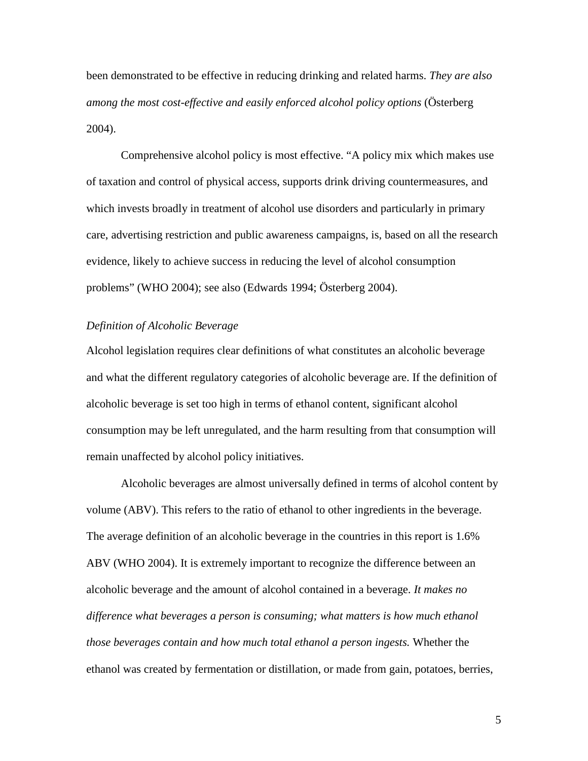been demonstrated to be effective in reducing drinking and related harms. *They are also among the most cost-effective and easily enforced alcohol policy options* (Österberg 2004).

Comprehensive alcohol policy is most effective. "A policy mix which makes use of taxation and control of physical access, supports drink driving countermeasures, and which invests broadly in treatment of alcohol use disorders and particularly in primary care, advertising restriction and public awareness campaigns, is, based on all the research evidence, likely to achieve success in reducing the level of alcohol consumption problems" (WHO 2004); see also (Edwards 1994; Österberg 2004).

### *Definition of Alcoholic Beverage*

Alcohol legislation requires clear definitions of what constitutes an alcoholic beverage and what the different regulatory categories of alcoholic beverage are. If the definition of alcoholic beverage is set too high in terms of ethanol content, significant alcohol consumption may be left unregulated, and the harm resulting from that consumption will remain unaffected by alcohol policy initiatives.

Alcoholic beverages are almost universally defined in terms of alcohol content by volume (ABV). This refers to the ratio of ethanol to other ingredients in the beverage. The average definition of an alcoholic beverage in the countries in this report is 1.6% ABV (WHO 2004). It is extremely important to recognize the difference between an alcoholic beverage and the amount of alcohol contained in a beverage. *It makes no difference what beverages a person is consuming; what matters is how much ethanol those beverages contain and how much total ethanol a person ingests.* Whether the ethanol was created by fermentation or distillation, or made from gain, potatoes, berries,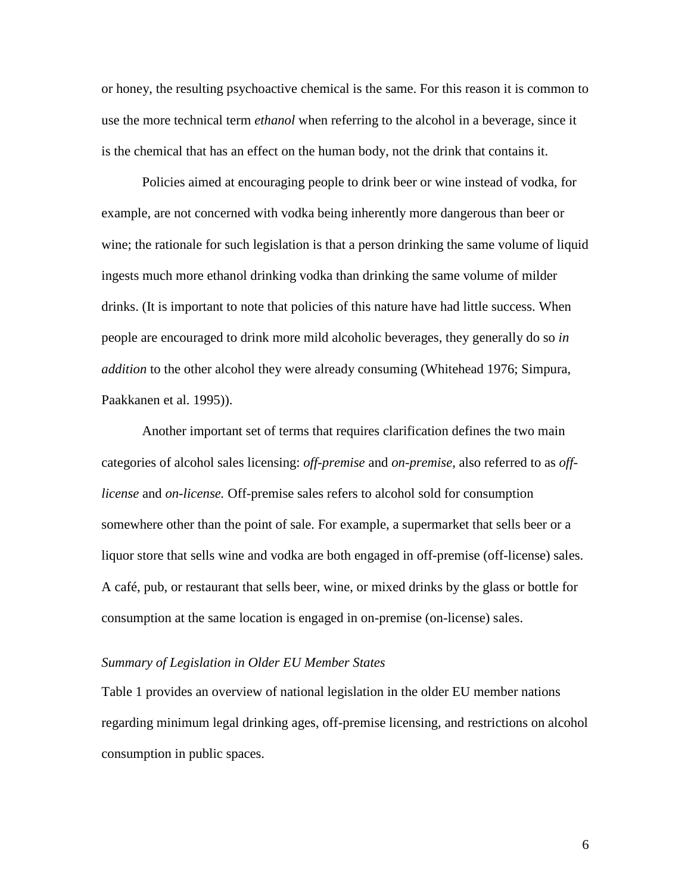or honey, the resulting psychoactive chemical is the same. For this reason it is common to use the more technical term *ethanol* when referring to the alcohol in a beverage, since it is the chemical that has an effect on the human body, not the drink that contains it.

Policies aimed at encouraging people to drink beer or wine instead of vodka, for example, are not concerned with vodka being inherently more dangerous than beer or wine; the rationale for such legislation is that a person drinking the same volume of liquid ingests much more ethanol drinking vodka than drinking the same volume of milder drinks. (It is important to note that policies of this nature have had little success. When people are encouraged to drink more mild alcoholic beverages, they generally do so *in addition* to the other alcohol they were already consuming (Whitehead 1976; Simpura, Paakkanen et al. 1995)).

Another important set of terms that requires clarification defines the two main categories of alcohol sales licensing: *off-premise* and *on-premise,* also referred to as *off-license* and *on-license.* Off-premise sales refers to alcohol sold for consumption somewhere other than the point of sale. For example, a supermarket that sells beer or a liquor store that sells wine and vodka are both engaged in off-premise (off-license) sales. A café, pub, or restaurant that sells beer, wine, or mixed drinks by the glass or bottle for consumption at the same location is engaged in on-premise (on-license) sales.

### *Summary of Legislation in Older EU Member States*

Table 1 provides an overview of national legislation in the older EU member nations regarding minimum legal drinking ages, off-premise licensing, and restrictions on alcohol consumption in public spaces.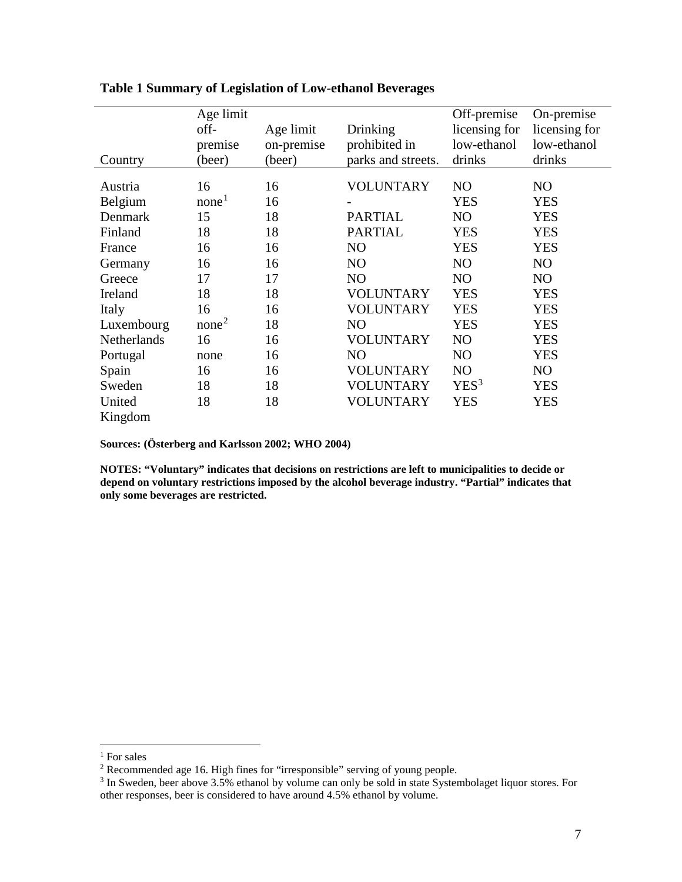**Table 1 Summary of Legislation of Low-ethanol Beverages**

| Country | Age limit off-premise (beer) | Age limit on-premise (beer) | Drinking prohibited in parks and streets. | Off-premise licensing for low-ethanol drinks | On-premise licensing for low-ethanol drinks |
|---|---|---|---|---|---|
| Austria | 16 | 16 | VOLUNTARY | NO | NO |
| Belgium | none[1] | 16 | - | YES | YES |
| Denmark | 15 | 18 | PARTIAL | NO | YES |
| Finland | 18 | 18 | PARTIAL | YES | YES |
| France | 16 | 16 | NO | YES | YES |
| Germany | 16 | 16 | NO | NO | NO |
| Greece | 17 | 17 | NO | NO | NO |
| Ireland | 18 | 18 | VOLUNTARY | YES | YES |
| Italy | 16 | 16 | VOLUNTARY | YES | YES |
| Luxembourg | none[2] | 18 | NO | YES | YES |
| Netherlands | 16 | 16 | VOLUNTARY | NO | YES |
| Portugal | none | 16 | NO | NO | YES |
| Spain | 16 | 16 | VOLUNTARY | NO | NO |
| Sweden | 18 | 18 | VOLUNTARY | YES[3] | YES |
| United Kingdom | 18 | 18 | VOLUNTARY | YES | YES |

**Sources: (Österberg and Karlsson 2002; WHO 2004)**

**NOTES: "Voluntary" indicates that decisions on restrictions are left to municipalities to decide or depend on voluntary restrictions imposed by the alcohol beverage industry. "Partial" indicates that only some beverages are restricted.**

[1] For sales

[2] Recommended age 16. High fines for "irresponsible" serving of young people.

[3] In Sweden, beer above 3.5% ethanol by volume can only be sold in state Systembolaget liquor stores. For other responses, beer is considered to have around 4.5% ethanol by volume.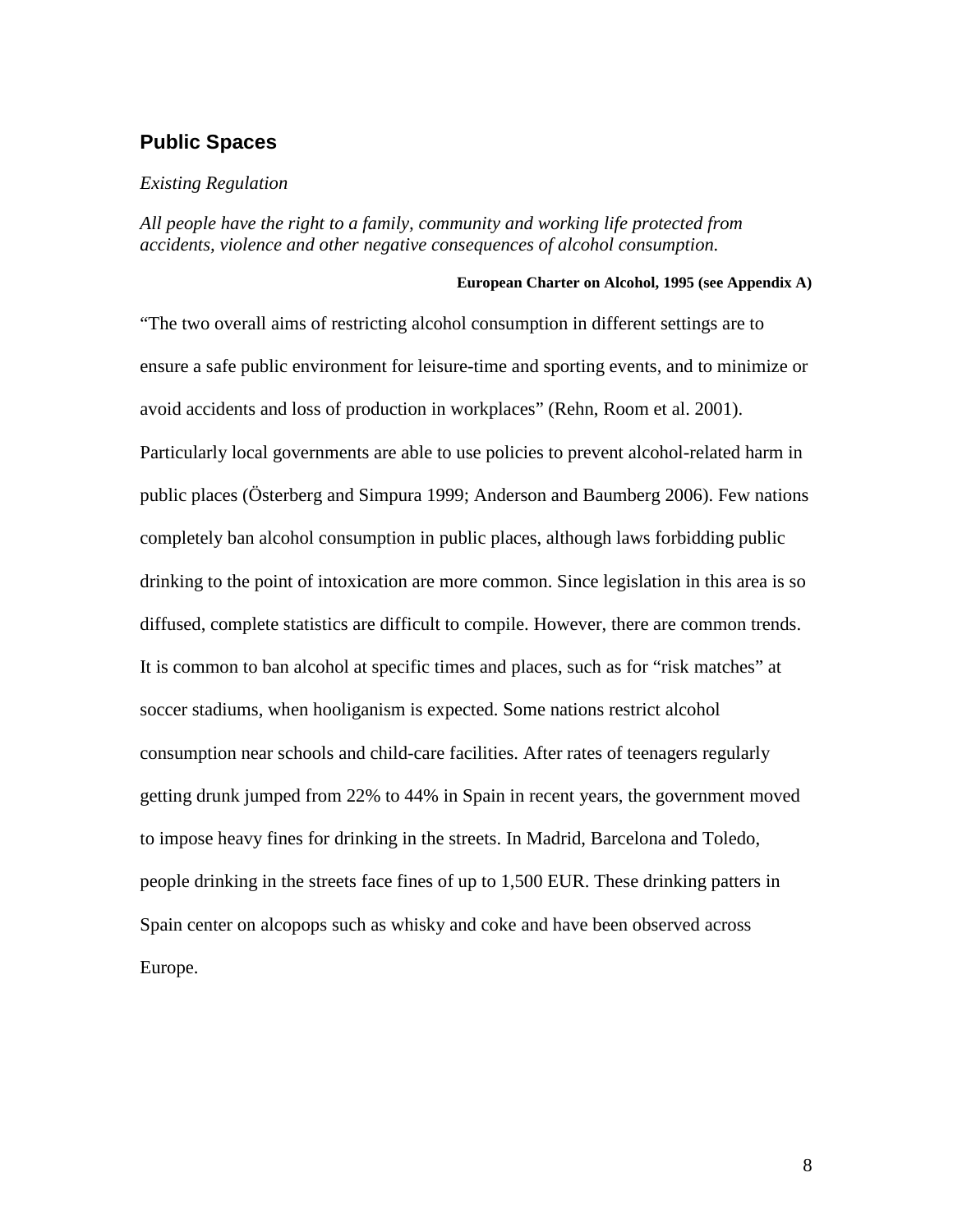## Public Spaces

*Existing Regulation*

*All people have the right to a family, community and working life protected from accidents, violence and other negative consequences of alcohol consumption.*

**European Charter on Alcohol, 1995 (see Appendix A)**

"The two overall aims of restricting alcohol consumption in different settings are to ensure a safe public environment for leisure-time and sporting events, and to minimize or avoid accidents and loss of production in workplaces" (Rehn, Room et al. 2001). Particularly local governments are able to use policies to prevent alcohol-related harm in public places (Österberg and Simpura 1999; Anderson and Baumberg 2006). Few nations completely ban alcohol consumption in public places, although laws forbidding public drinking to the point of intoxication are more common. Since legislation in this area is so diffused, complete statistics are difficult to compile. However, there are common trends. It is common to ban alcohol at specific times and places, such as for "risk matches" at soccer stadiums, when hooliganism is expected. Some nations restrict alcohol consumption near schools and child-care facilities. After rates of teenagers regularly getting drunk jumped from 22% to 44% in Spain in recent years, the government moved to impose heavy fines for drinking in the streets. In Madrid, Barcelona and Toledo, people drinking in the streets face fines of up to 1,500 EUR. These drinking patters in Spain center on alcopops such as whisky and coke and have been observed across Europe.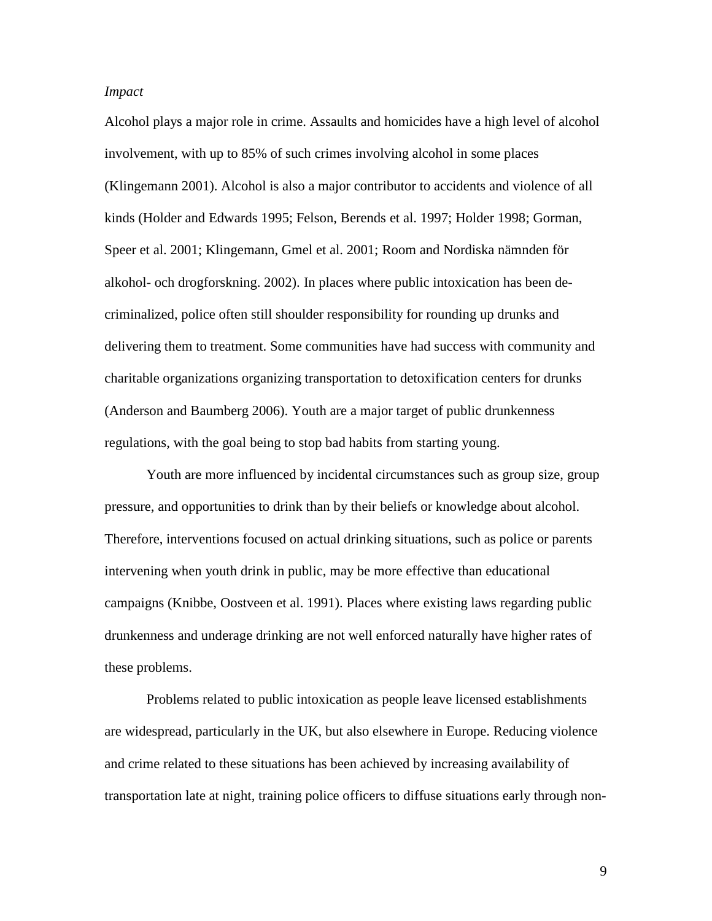*Impact*

Alcohol plays a major role in crime. Assaults and homicides have a high level of alcohol involvement, with up to 85% of such crimes involving alcohol in some places (Klingemann 2001). Alcohol is also a major contributor to accidents and violence of all kinds (Holder and Edwards 1995; Felson, Berends et al. 1997; Holder 1998; Gorman, Speer et al. 2001; Klingemann, Gmel et al. 2001; Room and Nordiska nämnden för alkohol- och drogforskning. 2002). In places where public intoxication has been de-criminalized, police often still shoulder responsibility for rounding up drunks and delivering them to treatment. Some communities have had success with community and charitable organizations organizing transportation to detoxification centers for drunks (Anderson and Baumberg 2006). Youth are a major target of public drunkenness regulations, with the goal being to stop bad habits from starting young.

Youth are more influenced by incidental circumstances such as group size, group pressure, and opportunities to drink than by their beliefs or knowledge about alcohol. Therefore, interventions focused on actual drinking situations, such as police or parents intervening when youth drink in public, may be more effective than educational campaigns (Knibbe, Oostveen et al. 1991). Places where existing laws regarding public drunkenness and underage drinking are not well enforced naturally have higher rates of these problems.

Problems related to public intoxication as people leave licensed establishments are widespread, particularly in the UK, but also elsewhere in Europe. Reducing violence and crime related to these situations has been achieved by increasing availability of transportation late at night, training police officers to diffuse situations early through non-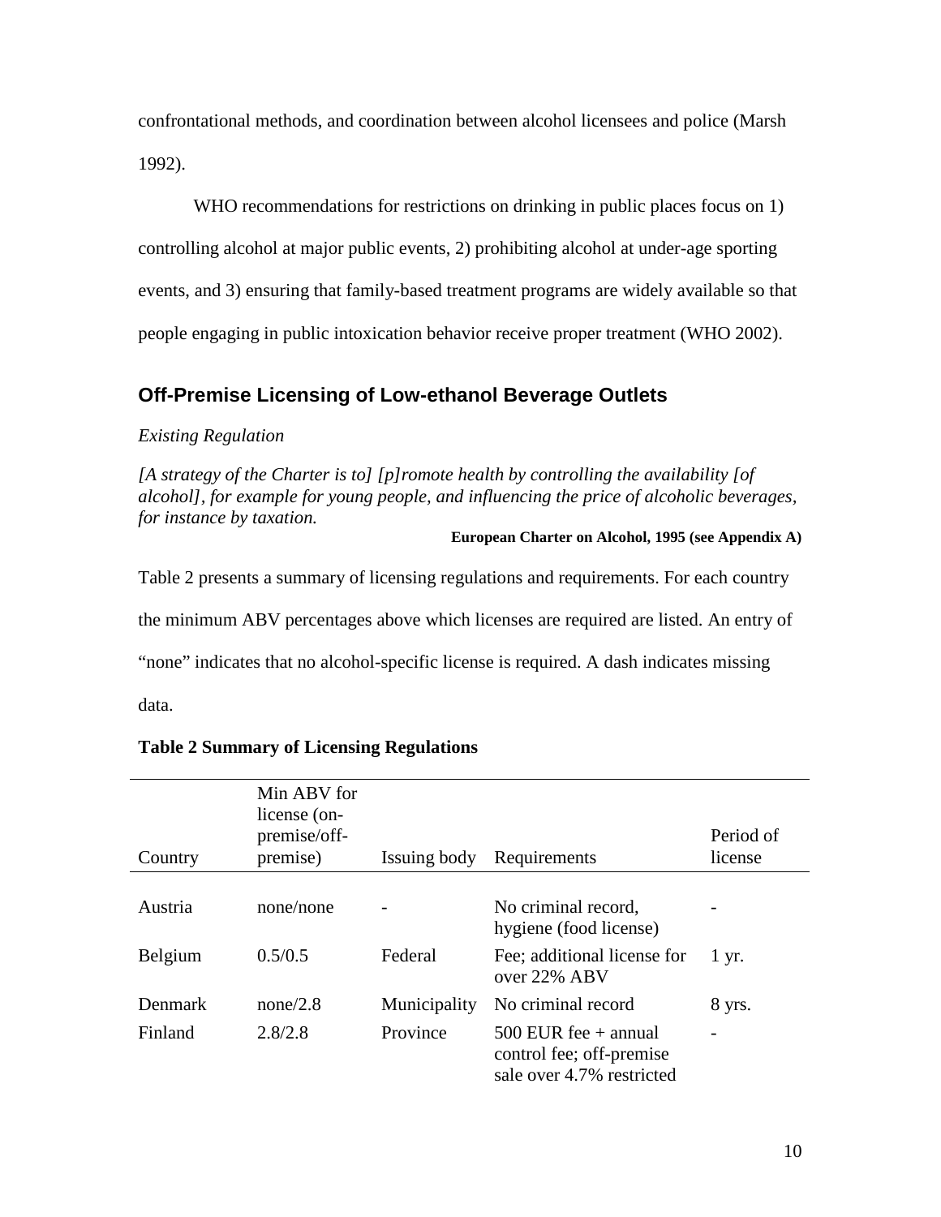confrontational methods, and coordination between alcohol licensees and police (Marsh 1992).

WHO recommendations for restrictions on drinking in public places focus on 1) controlling alcohol at major public events, 2) prohibiting alcohol at under-age sporting events, and 3) ensuring that family-based treatment programs are widely available so that people engaging in public intoxication behavior receive proper treatment (WHO 2002).

## Off-Premise Licensing of Low-ethanol Beverage Outlets

*Existing Regulation*

*[A strategy of the Charter is to] [p]romote health by controlling the availability [of alcohol], for example for young people, and influencing the price of alcoholic beverages, for instance by taxation.*

**European Charter on Alcohol, 1995 (see Appendix A)**

Table 2 presents a summary of licensing regulations and requirements. For each country the minimum ABV percentages above which licenses are required are listed. An entry of “none” indicates that no alcohol-specific license is required. A dash indicates missing data.

**Table 2 Summary of Licensing Regulations**

| Country | Min ABV for license (on-premise/off-premise) | Issuing body | Requirements | Period of license |
|---|---|---|---|---|
| Austria | none/none | - | No criminal record, hygiene (food license) | - |
| Belgium | 0.5/0.5 | Federal | Fee; additional license for over 22% ABV | 1 yr. |
| Denmark | none/2.8 | Municipality | No criminal record | 8 yrs. |
| Finland | 2.8/2.8 | Province | 500 EUR fee + annual control fee; off-premise sale over 4.7% restricted | - |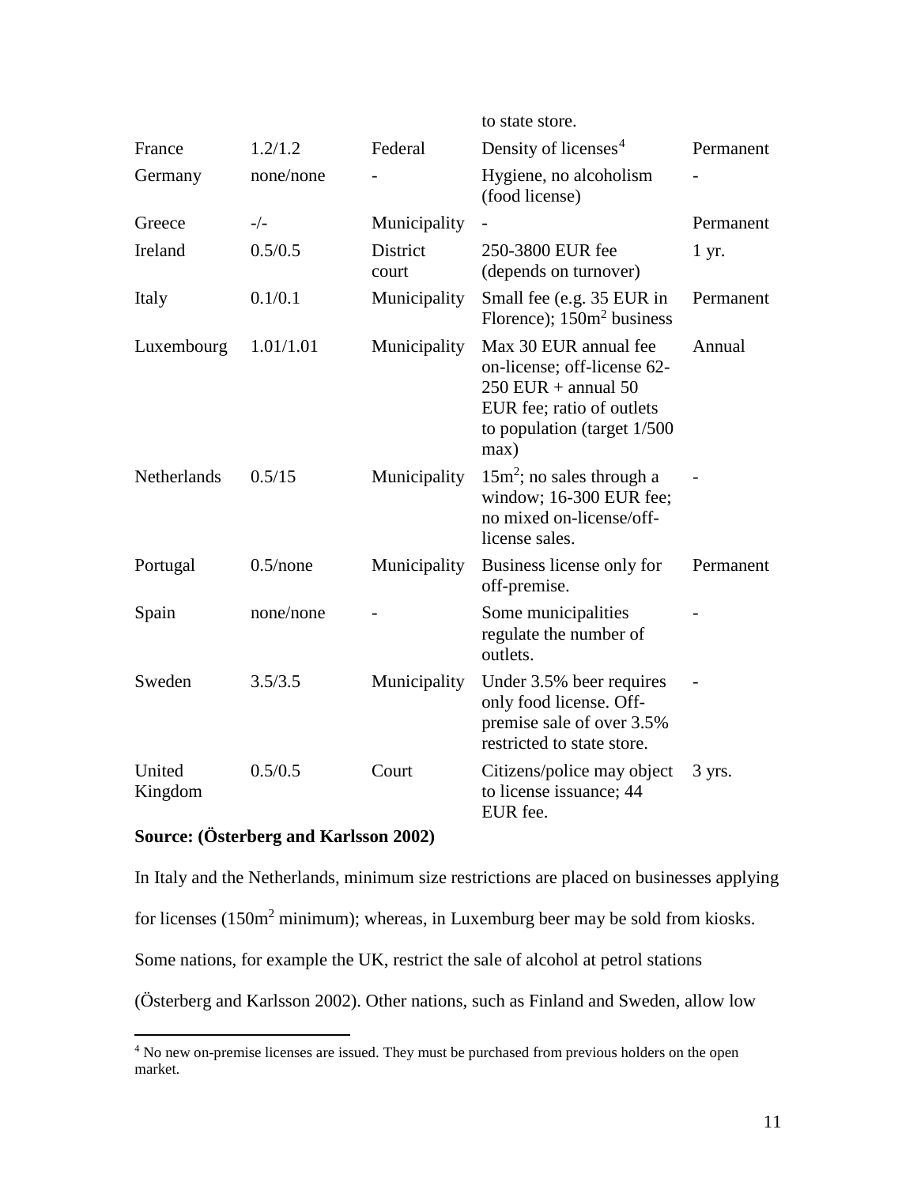| | | | | |
|---|---|---|---|---|
| | | | to state store. | |
| France | 1.2/1.2 | Federal | Density of licenses[4] | Permanent |
| Germany | none/none | - | Hygiene, no alcoholism (food license) | - |
| Greece | -/- | Municipality | - | Permanent |
| Ireland | 0.5/0.5 | District court | 250-3800 EUR fee (depends on turnover) | 1 yr. |
| Italy | 0.1/0.1 | Municipality | Small fee (e.g. 35 EUR in Florence); 150m$^2$ business | Permanent |
| Luxembourg | 1.01/1.01 | Municipality | Max 30 EUR annual fee on-license; off-license 62-250 EUR + annual 50 EUR fee; ratio of outlets to population (target 1/500 max) | Annual |
| Netherlands | 0.5/15 | Municipality | 15m$^2$; no sales through a window; 16-300 EUR fee; no mixed on-license/off-license sales. | - |
| Portugal | 0.5/none | Municipality | Business license only for off-premise. | Permanent |
| Spain | none/none | - | Some municipalities regulate the number of outlets. | - |
| Sweden | 3.5/3.5 | Municipality | Under 3.5% beer requires only food license. Off-premise sale of over 3.5% restricted to state store. | - |
| United Kingdom | 0.5/0.5 | Court | Citizens/police may object to license issuance; 44 EUR fee. | 3 yrs. |

**Source: (Österberg and Karlsson 2002)**

In Italy and the Netherlands, minimum size restrictions are placed on businesses applying for licenses (150m$^2$ minimum); whereas, in Luxemburg beer may be sold from kiosks. Some nations, for example the UK, restrict the sale of alcohol at petrol stations (Österberg and Karlsson 2002). Other nations, such as Finland and Sweden, allow low

[4] No new on-premise licenses are issued. They must be purchased from previous holders on the open market.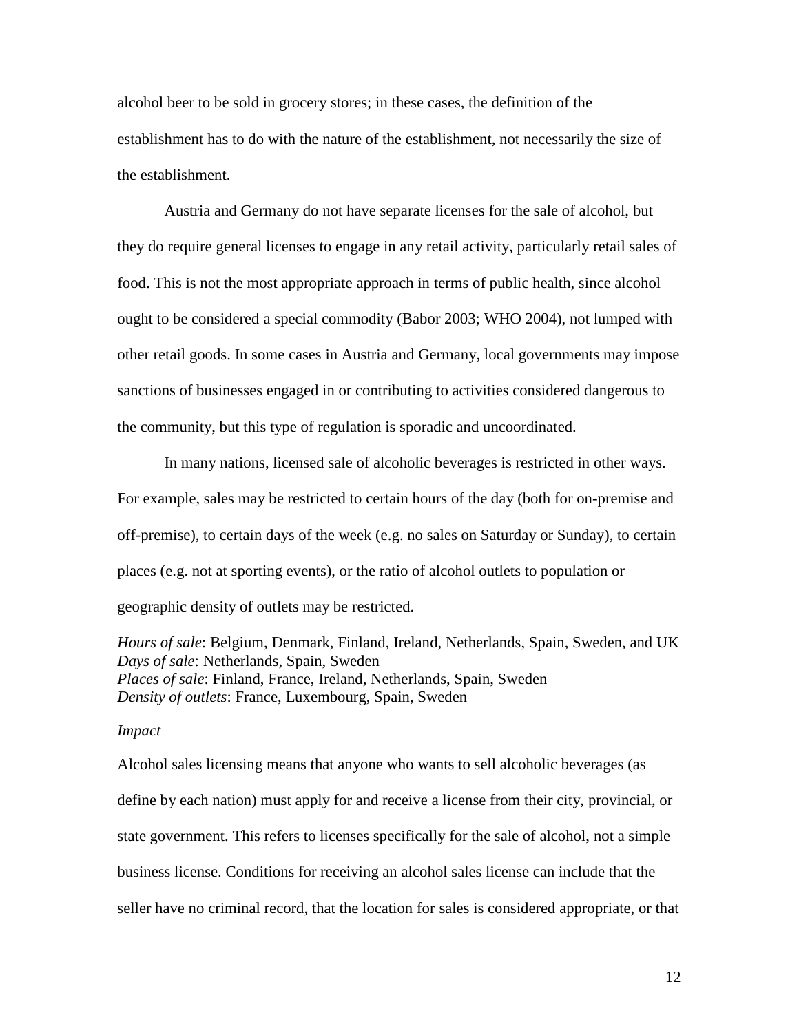alcohol beer to be sold in grocery stores; in these cases, the definition of the establishment has to do with the nature of the establishment, not necessarily the size of the establishment.

Austria and Germany do not have separate licenses for the sale of alcohol, but they do require general licenses to engage in any retail activity, particularly retail sales of food. This is not the most appropriate approach in terms of public health, since alcohol ought to be considered a special commodity (Babor 2003; WHO 2004), not lumped with other retail goods. In some cases in Austria and Germany, local governments may impose sanctions of businesses engaged in or contributing to activities considered dangerous to the community, but this type of regulation is sporadic and uncoordinated.

In many nations, licensed sale of alcoholic beverages is restricted in other ways. For example, sales may be restricted to certain hours of the day (both for on-premise and off-premise), to certain days of the week (e.g. no sales on Saturday or Sunday), to certain places (e.g. not at sporting events), or the ratio of alcohol outlets to population or geographic density of outlets may be restricted.

*Hours of sale*: Belgium, Denmark, Finland, Ireland, Netherlands, Spain, Sweden, and UK
*Days of sale*: Netherlands, Spain, Sweden
*Places of sale*: Finland, France, Ireland, Netherlands, Spain, Sweden
*Density of outlets*: France, Luxembourg, Spain, Sweden

*Impact*

Alcohol sales licensing means that anyone who wants to sell alcoholic beverages (as define by each nation) must apply for and receive a license from their city, provincial, or state government. This refers to licenses specifically for the sale of alcohol, not a simple business license. Conditions for receiving an alcohol sales license can include that the seller have no criminal record, that the location for sales is considered appropriate, or that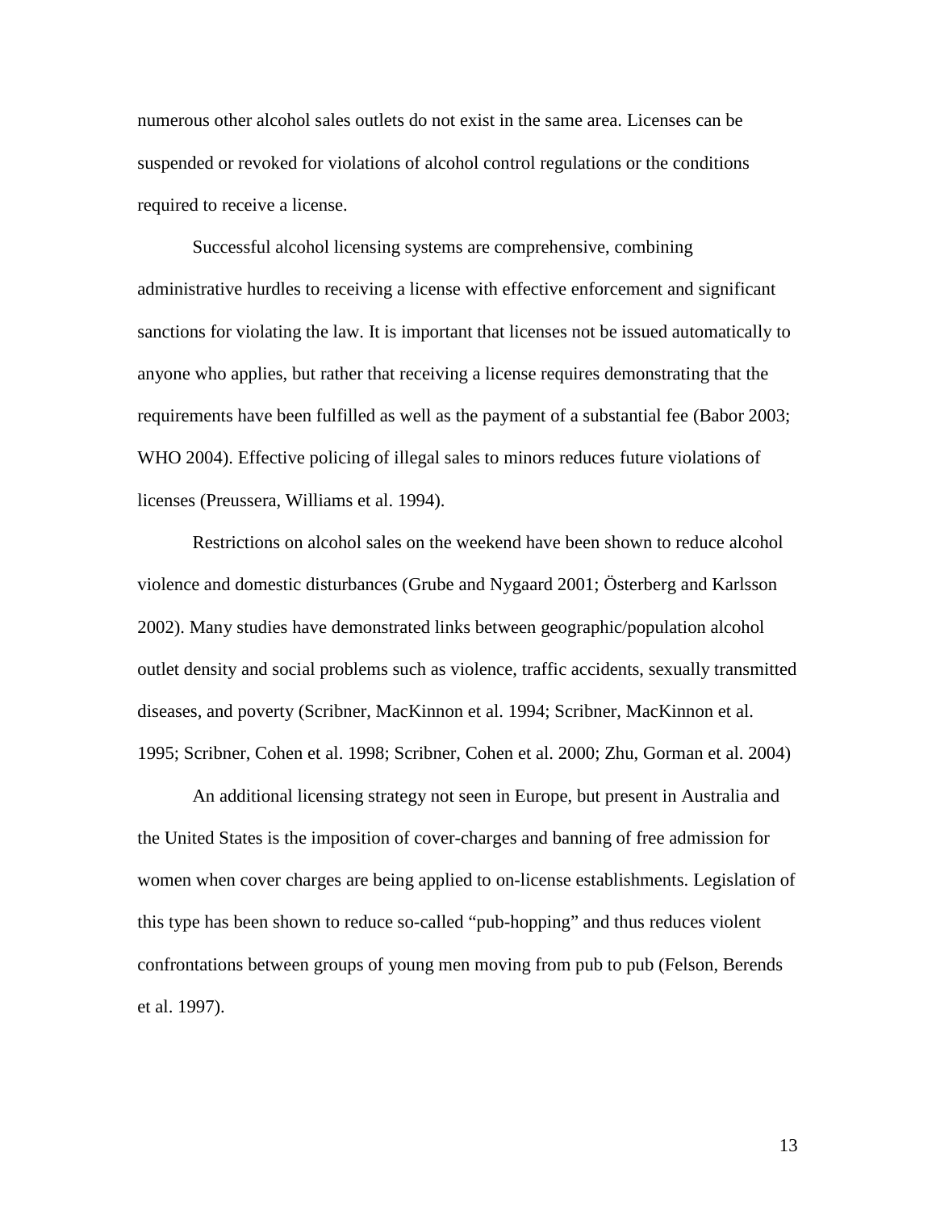numerous other alcohol sales outlets do not exist in the same area. Licenses can be suspended or revoked for violations of alcohol control regulations or the conditions required to receive a license.

Successful alcohol licensing systems are comprehensive, combining administrative hurdles to receiving a license with effective enforcement and significant sanctions for violating the law. It is important that licenses not be issued automatically to anyone who applies, but rather that receiving a license requires demonstrating that the requirements have been fulfilled as well as the payment of a substantial fee (Babor 2003; WHO 2004). Effective policing of illegal sales to minors reduces future violations of licenses (Preussera, Williams et al. 1994).

Restrictions on alcohol sales on the weekend have been shown to reduce alcohol violence and domestic disturbances (Grube and Nygaard 2001; Österberg and Karlsson 2002). Many studies have demonstrated links between geographic/population alcohol outlet density and social problems such as violence, traffic accidents, sexually transmitted diseases, and poverty (Scribner, MacKinnon et al. 1994; Scribner, MacKinnon et al. 1995; Scribner, Cohen et al. 1998; Scribner, Cohen et al. 2000; Zhu, Gorman et al. 2004)

An additional licensing strategy not seen in Europe, but present in Australia and the United States is the imposition of cover-charges and banning of free admission for women when cover charges are being applied to on-license establishments. Legislation of this type has been shown to reduce so-called "pub-hopping" and thus reduces violent confrontations between groups of young men moving from pub to pub (Felson, Berends et al. 1997).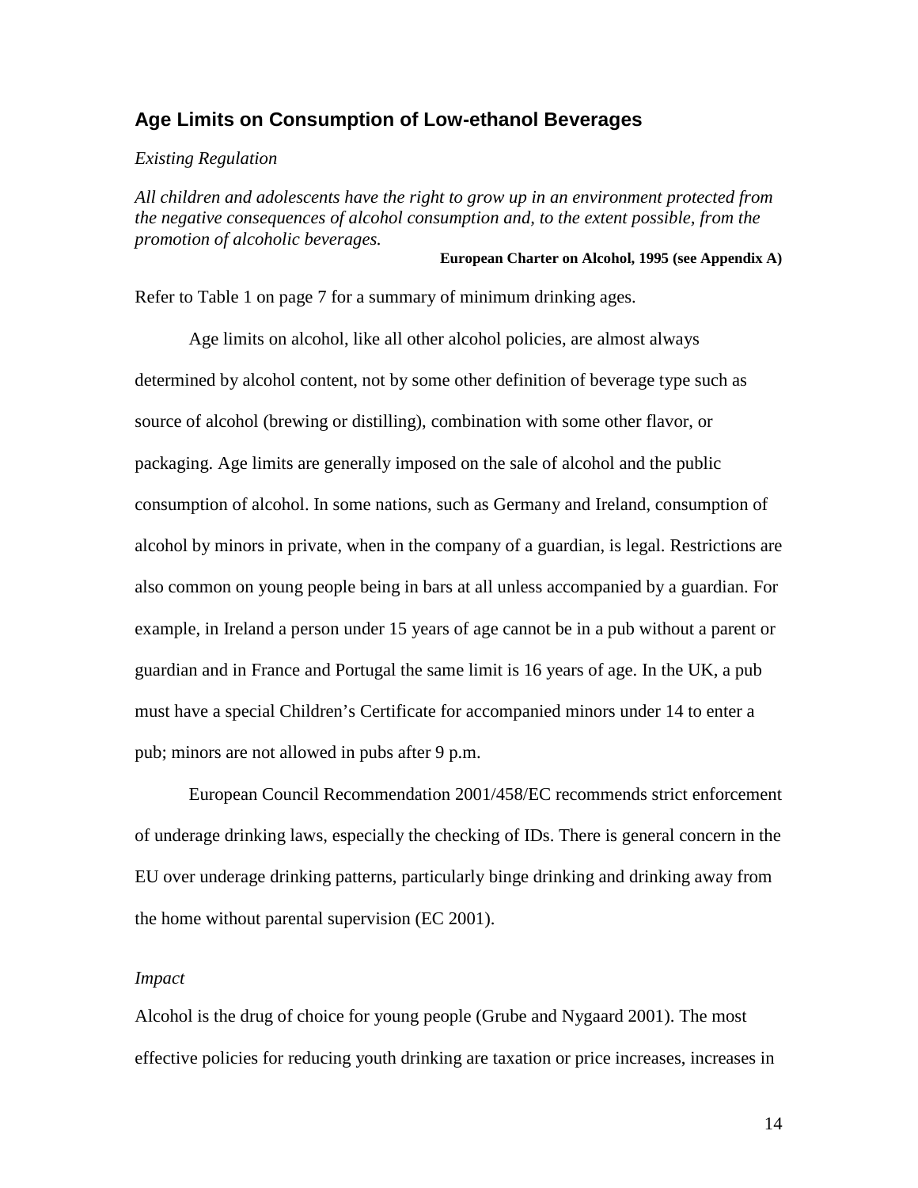## Age Limits on Consumption of Low-ethanol Beverages

*Existing Regulation*

*All children and adolescents have the right to grow up in an environment protected from the negative consequences of alcohol consumption and, to the extent possible, from the promotion of alcoholic beverages.*

**European Charter on Alcohol, 1995 (see Appendix A)**

Refer to Table 1 on page 7 for a summary of minimum drinking ages.

Age limits on alcohol, like all other alcohol policies, are almost always determined by alcohol content, not by some other definition of beverage type such as source of alcohol (brewing or distilling), combination with some other flavor, or packaging. Age limits are generally imposed on the sale of alcohol and the public consumption of alcohol. In some nations, such as Germany and Ireland, consumption of alcohol by minors in private, when in the company of a guardian, is legal. Restrictions are also common on young people being in bars at all unless accompanied by a guardian. For example, in Ireland a person under 15 years of age cannot be in a pub without a parent or guardian and in France and Portugal the same limit is 16 years of age. In the UK, a pub must have a special Children's Certificate for accompanied minors under 14 to enter a pub; minors are not allowed in pubs after 9 p.m.

European Council Recommendation 2001/458/EC recommends strict enforcement of underage drinking laws, especially the checking of IDs. There is general concern in the EU over underage drinking patterns, particularly binge drinking and drinking away from the home without parental supervision (EC 2001).

*Impact*

Alcohol is the drug of choice for young people (Grube and Nygaard 2001). The most effective policies for reducing youth drinking are taxation or price increases, increases in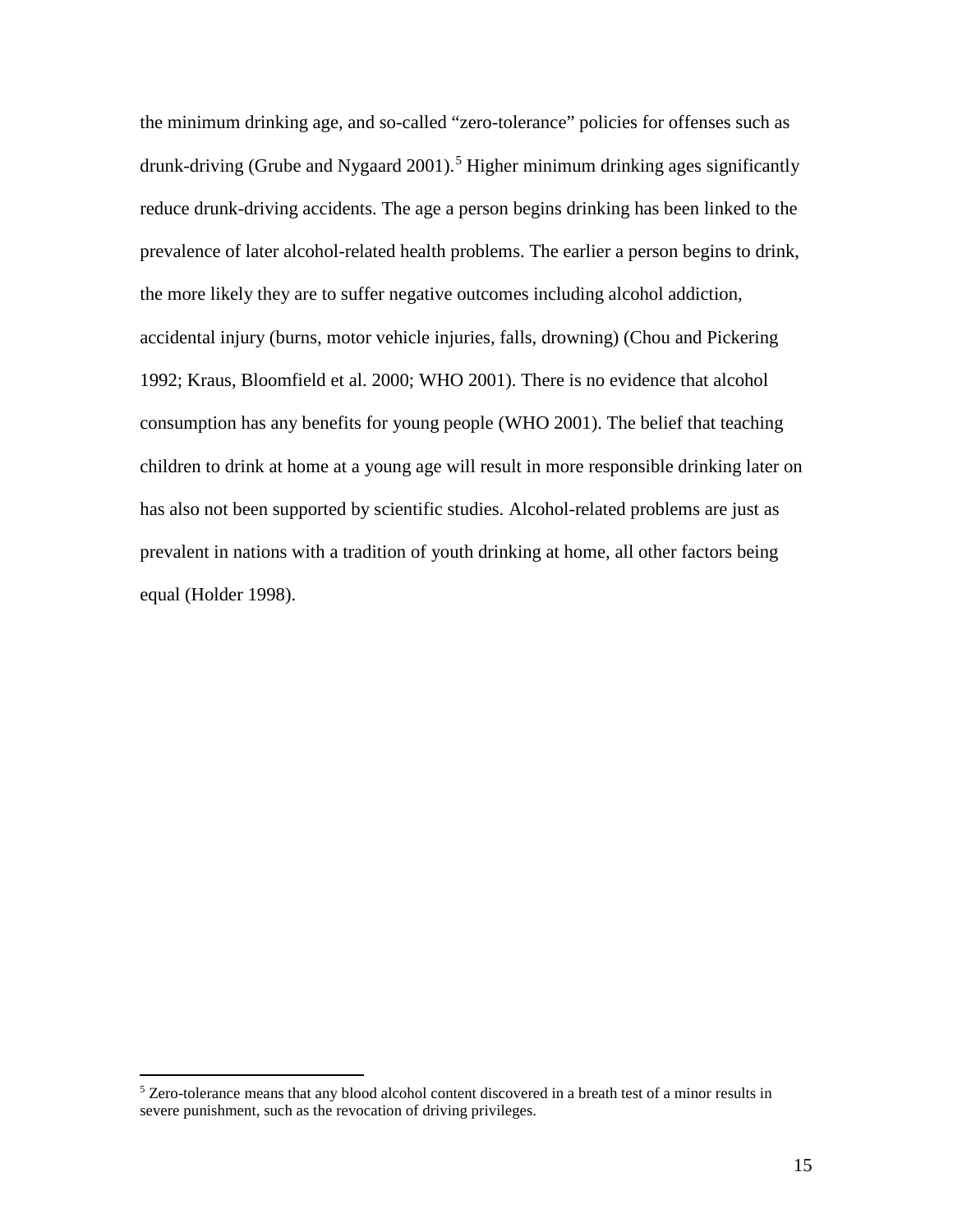the minimum drinking age, and so-called “zero-tolerance” policies for offenses such as drunk-driving (Grube and Nygaard 2001).[5] Higher minimum drinking ages significantly reduce drunk-driving accidents. The age a person begins drinking has been linked to the prevalence of later alcohol-related health problems. The earlier a person begins to drink, the more likely they are to suffer negative outcomes including alcohol addiction, accidental injury (burns, motor vehicle injuries, falls, drowning) (Chou and Pickering 1992; Kraus, Bloomfield et al. 2000; WHO 2001). There is no evidence that alcohol consumption has any benefits for young people (WHO 2001). The belief that teaching children to drink at home at a young age will result in more responsible drinking later on has also not been supported by scientific studies. Alcohol-related problems are just as prevalent in nations with a tradition of youth drinking at home, all other factors being equal (Holder 1998).

---

[5] Zero-tolerance means that any blood alcohol content discovered in a breath test of a minor results in severe punishment, such as the revocation of driving privileges.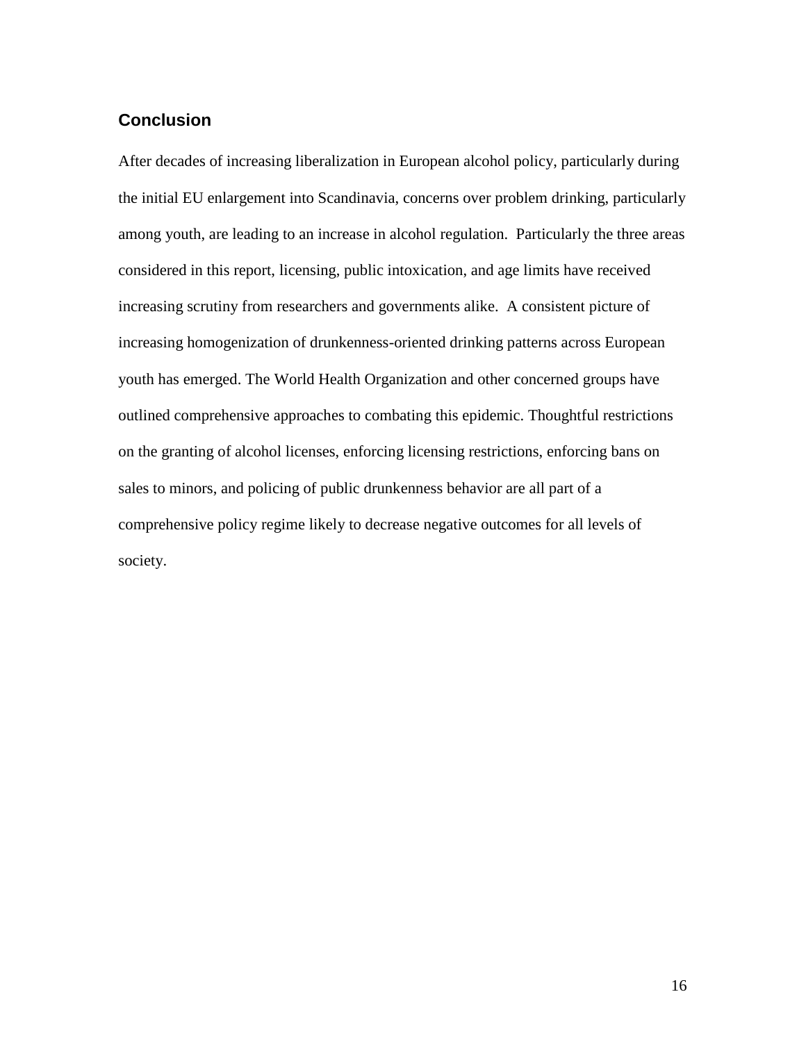## Conclusion

After decades of increasing liberalization in European alcohol policy, particularly during the initial EU enlargement into Scandinavia, concerns over problem drinking, particularly among youth, are leading to an increase in alcohol regulation. Particularly the three areas considered in this report, licensing, public intoxication, and age limits have received increasing scrutiny from researchers and governments alike. A consistent picture of increasing homogenization of drunkenness-oriented drinking patterns across European youth has emerged. The World Health Organization and other concerned groups have outlined comprehensive approaches to combating this epidemic. Thoughtful restrictions on the granting of alcohol licenses, enforcing licensing restrictions, enforcing bans on sales to minors, and policing of public drunkenness behavior are all part of a comprehensive policy regime likely to decrease negative outcomes for all levels of society.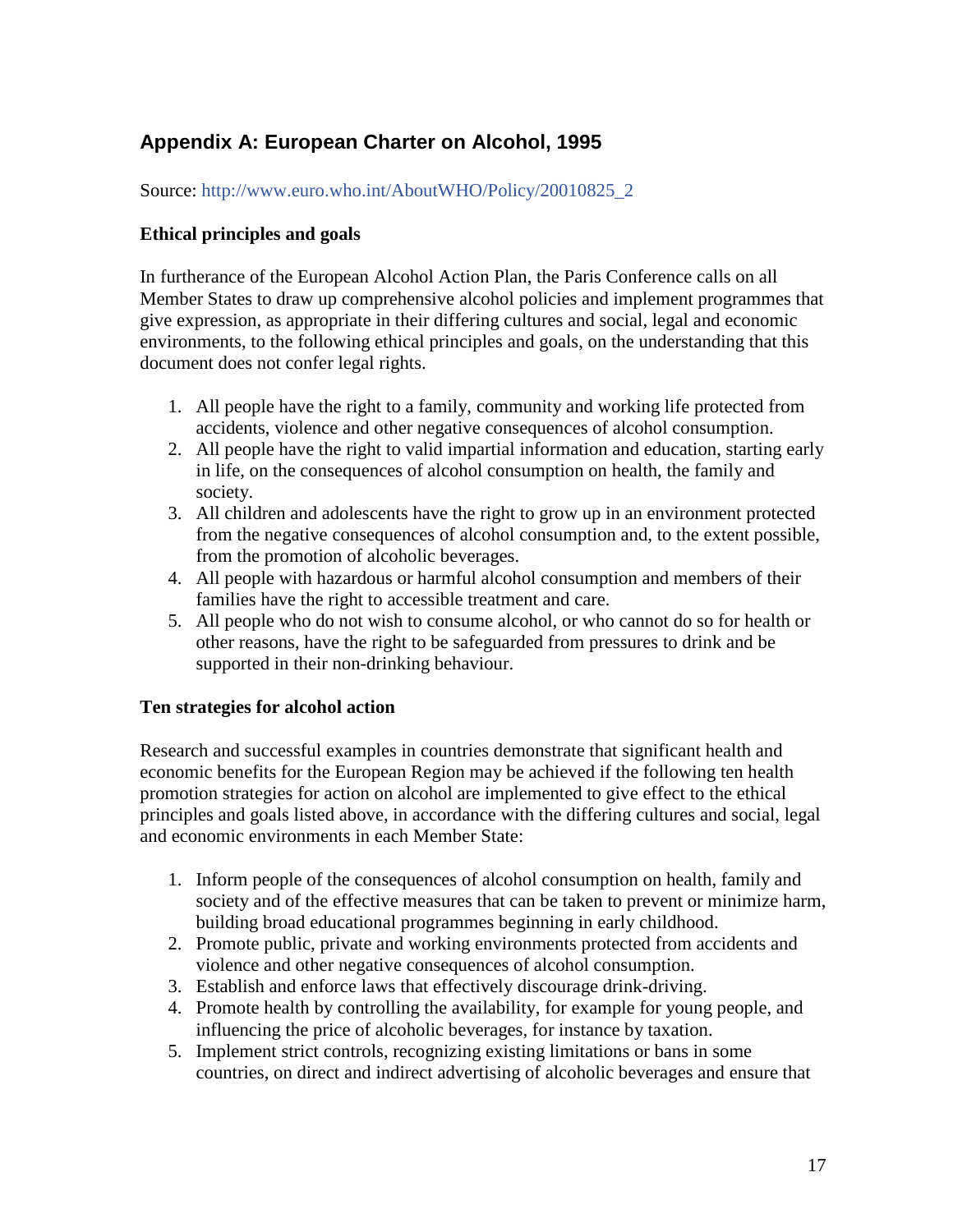## Appendix A: European Charter on Alcohol, 1995

Source: http://www.euro.who.int/AboutWHO/Policy/20010825_2

### Ethical principles and goals

In furtherance of the European Alcohol Action Plan, the Paris Conference calls on all Member States to draw up comprehensive alcohol policies and implement programmes that give expression, as appropriate in their differing cultures and social, legal and economic environments, to the following ethical principles and goals, on the understanding that this document does not confer legal rights.

1. All people have the right to a family, community and working life protected from accidents, violence and other negative consequences of alcohol consumption.
2. All people have the right to valid impartial information and education, starting early in life, on the consequences of alcohol consumption on health, the family and society.
3. All children and adolescents have the right to grow up in an environment protected from the negative consequences of alcohol consumption and, to the extent possible, from the promotion of alcoholic beverages.
4. All people with hazardous or harmful alcohol consumption and members of their families have the right to accessible treatment and care.
5. All people who do not wish to consume alcohol, or who cannot do so for health or other reasons, have the right to be safeguarded from pressures to drink and be supported in their non-drinking behaviour.

### Ten strategies for alcohol action

Research and successful examples in countries demonstrate that significant health and economic benefits for the European Region may be achieved if the following ten health promotion strategies for action on alcohol are implemented to give effect to the ethical principles and goals listed above, in accordance with the differing cultures and social, legal and economic environments in each Member State:

1. Inform people of the consequences of alcohol consumption on health, family and society and of the effective measures that can be taken to prevent or minimize harm, building broad educational programmes beginning in early childhood.
2. Promote public, private and working environments protected from accidents and violence and other negative consequences of alcohol consumption.
3. Establish and enforce laws that effectively discourage drink-driving.
4. Promote health by controlling the availability, for example for young people, and influencing the price of alcoholic beverages, for instance by taxation.
5. Implement strict controls, recognizing existing limitations or bans in some countries, on direct and indirect advertising of alcoholic beverages and ensure that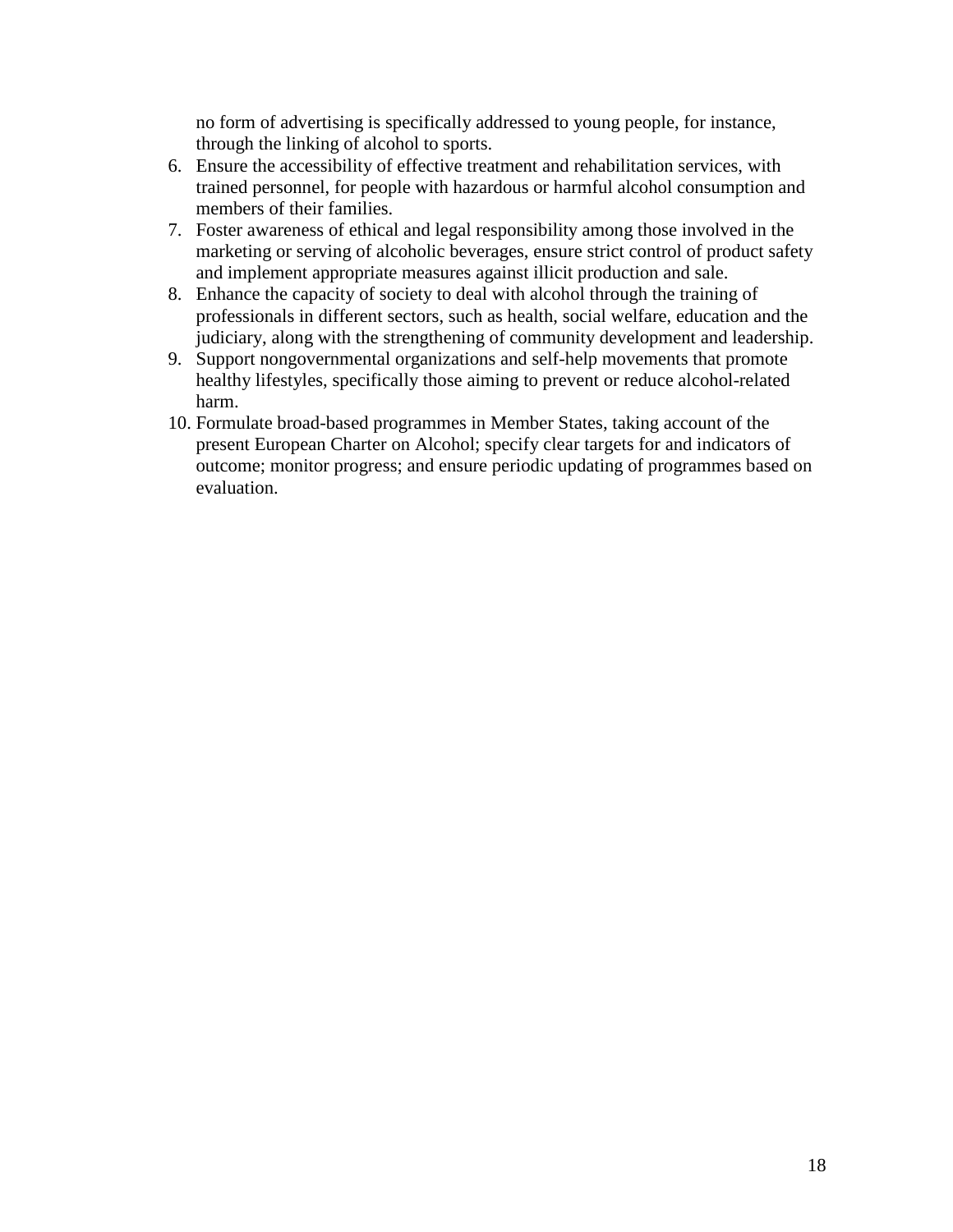no form of advertising is specifically addressed to young people, for instance, through the linking of alcohol to sports.

6. Ensure the accessibility of effective treatment and rehabilitation services, with trained personnel, for people with hazardous or harmful alcohol consumption and members of their families.
7. Foster awareness of ethical and legal responsibility among those involved in the marketing or serving of alcoholic beverages, ensure strict control of product safety and implement appropriate measures against illicit production and sale.
8. Enhance the capacity of society to deal with alcohol through the training of professionals in different sectors, such as health, social welfare, education and the judiciary, along with the strengthening of community development and leadership.
9. Support nongovernmental organizations and self-help movements that promote healthy lifestyles, specifically those aiming to prevent or reduce alcohol-related harm.
10. Formulate broad-based programmes in Member States, taking account of the present European Charter on Alcohol; specify clear targets for and indicators of outcome; monitor progress; and ensure periodic updating of programmes based on evaluation.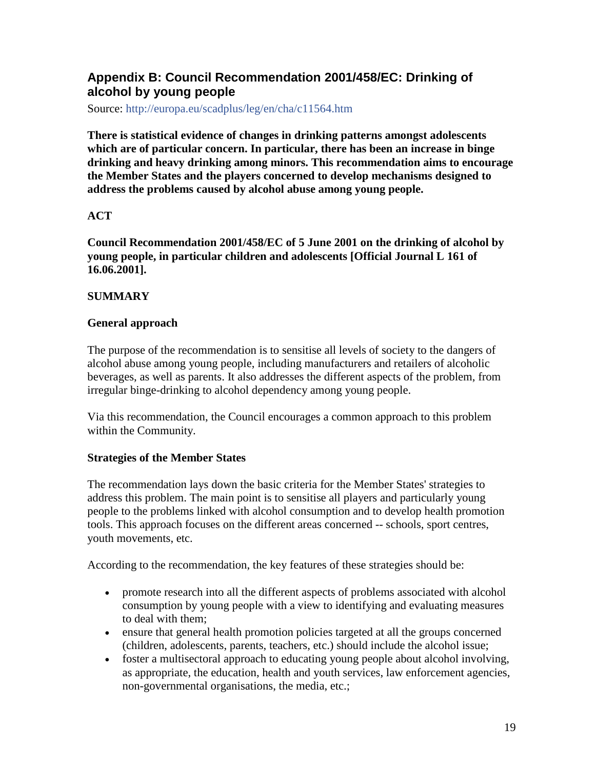## Appendix B: Council Recommendation 2001/458/EC: Drinking of alcohol by young people

Source: http://europa.eu/scadplus/leg/en/cha/c11564.htm

**There is statistical evidence of changes in drinking patterns amongst adolescents which are of particular concern. In particular, there has been an increase in binge drinking and heavy drinking among minors. This recommendation aims to encourage the Member States and the players concerned to develop mechanisms designed to address the problems caused by alcohol abuse among young people.**

**ACT**

**Council Recommendation 2001/458/EC of 5 June 2001 on the drinking of alcohol by young people, in particular children and adolescents [Official Journal L 161 of 16.06.2001].**

**SUMMARY**

**General approach**

The purpose of the recommendation is to sensitise all levels of society to the dangers of alcohol abuse among young people, including manufacturers and retailers of alcoholic beverages, as well as parents. It also addresses the different aspects of the problem, from irregular binge-drinking to alcohol dependency among young people.

Via this recommendation, the Council encourages a common approach to this problem within the Community.

**Strategies of the Member States**

The recommendation lays down the basic criteria for the Member States' strategies to address this problem. The main point is to sensitise all players and particularly young people to the problems linked with alcohol consumption and to develop health promotion tools. This approach focuses on the different areas concerned -- schools, sport centres, youth movements, etc.

According to the recommendation, the key features of these strategies should be:

- promote research into all the different aspects of problems associated with alcohol consumption by young people with a view to identifying and evaluating measures to deal with them;
- ensure that general health promotion policies targeted at all the groups concerned (children, adolescents, parents, teachers, etc.) should include the alcohol issue;
- foster a multisectoral approach to educating young people about alcohol involving, as appropriate, the education, health and youth services, law enforcement agencies, non-governmental organisations, the media, etc.;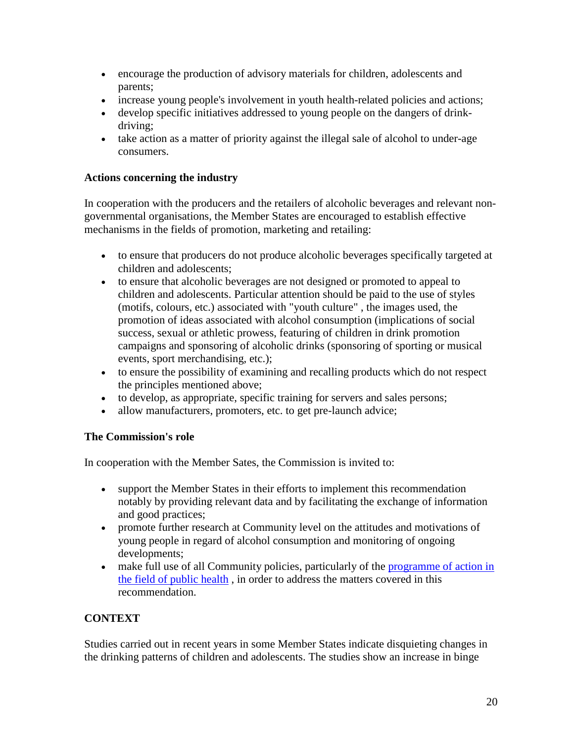- encourage the production of advisory materials for children, adolescents and parents;
- increase young people's involvement in youth health-related policies and actions;
- develop specific initiatives addressed to young people on the dangers of drink-driving;
- take action as a matter of priority against the illegal sale of alcohol to under-age consumers.

**Actions concerning the industry**

In cooperation with the producers and the retailers of alcoholic beverages and relevant non-governmental organisations, the Member States are encouraged to establish effective mechanisms in the fields of promotion, marketing and retailing:

- to ensure that producers do not produce alcoholic beverages specifically targeted at children and adolescents;
- to ensure that alcoholic beverages are not designed or promoted to appeal to children and adolescents. Particular attention should be paid to the use of styles (motifs, colours, etc.) associated with "youth culture" , the images used, the promotion of ideas associated with alcohol consumption (implications of social success, sexual or athletic prowess, featuring of children in drink promotion campaigns and sponsoring of alcoholic drinks (sponsoring of sporting or musical events, sport merchandising, etc.);
- to ensure the possibility of examining and recalling products which do not respect the principles mentioned above;
- to develop, as appropriate, specific training for servers and sales persons;
- allow manufacturers, promoters, etc. to get pre-launch advice;

**The Commission's role**

In cooperation with the Member Sates, the Commission is invited to:

- support the Member States in their efforts to implement this recommendation notably by providing relevant data and by facilitating the exchange of information and good practices;
- promote further research at Community level on the attitudes and motivations of young people in regard of alcohol consumption and monitoring of ongoing developments;
- make full use of all Community policies, particularly of the programme of action in the field of public health , in order to address the matters covered in this recommendation.

## CONTEXT

Studies carried out in recent years in some Member States indicate disquieting changes in the drinking patterns of children and adolescents. The studies show an increase in binge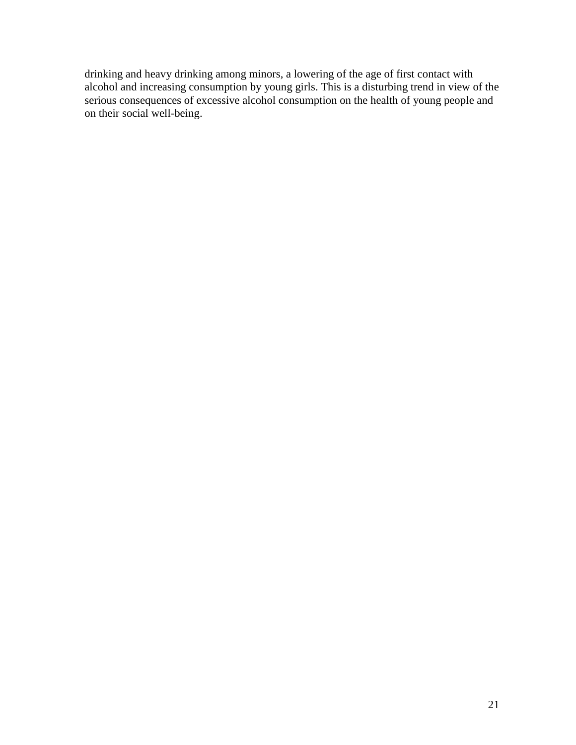drinking and heavy drinking among minors, a lowering of the age of first contact with alcohol and increasing consumption by young girls. This is a disturbing trend in view of the serious consequences of excessive alcohol consumption on the health of young people and on their social well-being.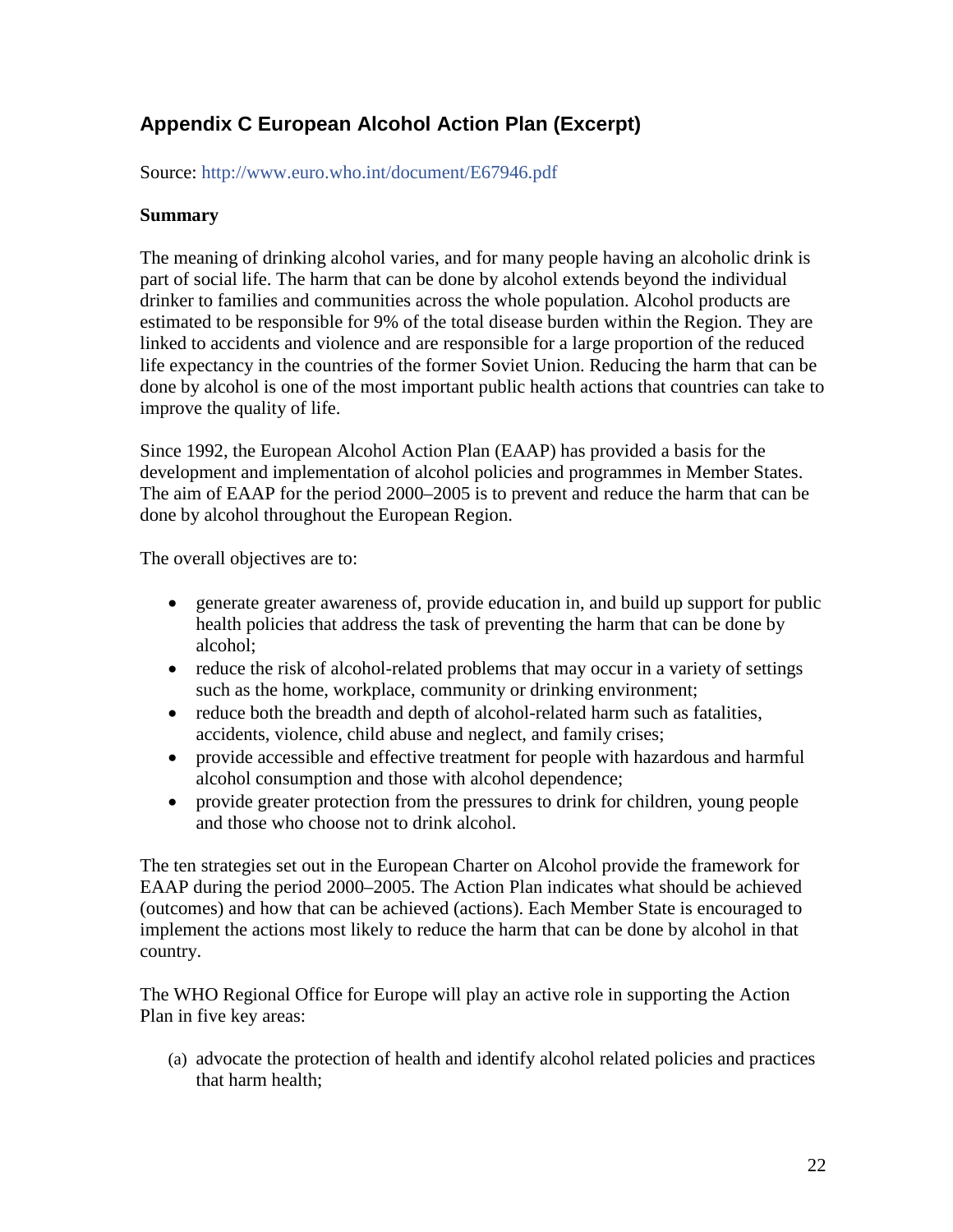## Appendix C European Alcohol Action Plan (Excerpt)

Source: http://www.euro.who.int/document/E67946.pdf

**Summary**

The meaning of drinking alcohol varies, and for many people having an alcoholic drink is part of social life. The harm that can be done by alcohol extends beyond the individual drinker to families and communities across the whole population. Alcohol products are estimated to be responsible for 9% of the total disease burden within the Region. They are linked to accidents and violence and are responsible for a large proportion of the reduced life expectancy in the countries of the former Soviet Union. Reducing the harm that can be done by alcohol is one of the most important public health actions that countries can take to improve the quality of life.

Since 1992, the European Alcohol Action Plan (EAAP) has provided a basis for the development and implementation of alcohol policies and programmes in Member States. The aim of EAAP for the period 2000–2005 is to prevent and reduce the harm that can be done by alcohol throughout the European Region.

The overall objectives are to:

- generate greater awareness of, provide education in, and build up support for public health policies that address the task of preventing the harm that can be done by alcohol;
- reduce the risk of alcohol-related problems that may occur in a variety of settings such as the home, workplace, community or drinking environment;
- reduce both the breadth and depth of alcohol-related harm such as fatalities, accidents, violence, child abuse and neglect, and family crises;
- provide accessible and effective treatment for people with hazardous and harmful alcohol consumption and those with alcohol dependence;
- provide greater protection from the pressures to drink for children, young people and those who choose not to drink alcohol.

The ten strategies set out in the European Charter on Alcohol provide the framework for EAAP during the period 2000–2005. The Action Plan indicates what should be achieved (outcomes) and how that can be achieved (actions). Each Member State is encouraged to implement the actions most likely to reduce the harm that can be done by alcohol in that country.

The WHO Regional Office for Europe will play an active role in supporting the Action Plan in five key areas:

(a) advocate the protection of health and identify alcohol related policies and practices that harm health;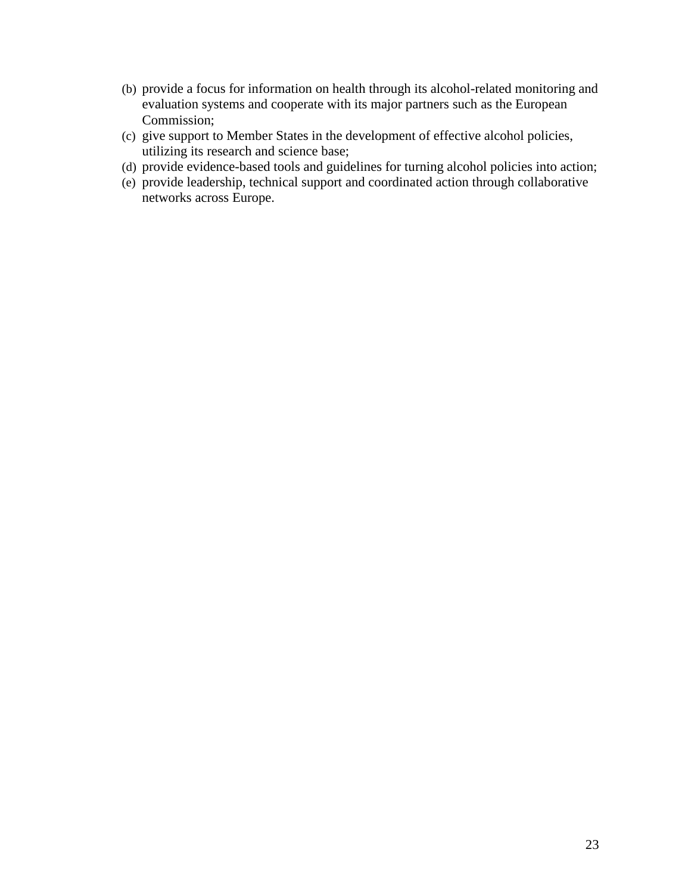(b) provide a focus for information on health through its alcohol-related monitoring and evaluation systems and cooperate with its major partners such as the European Commission;
(c) give support to Member States in the development of effective alcohol policies, utilizing its research and science base;
(d) provide evidence-based tools and guidelines for turning alcohol policies into action;
(e) provide leadership, technical support and coordinated action through collaborative networks across Europe.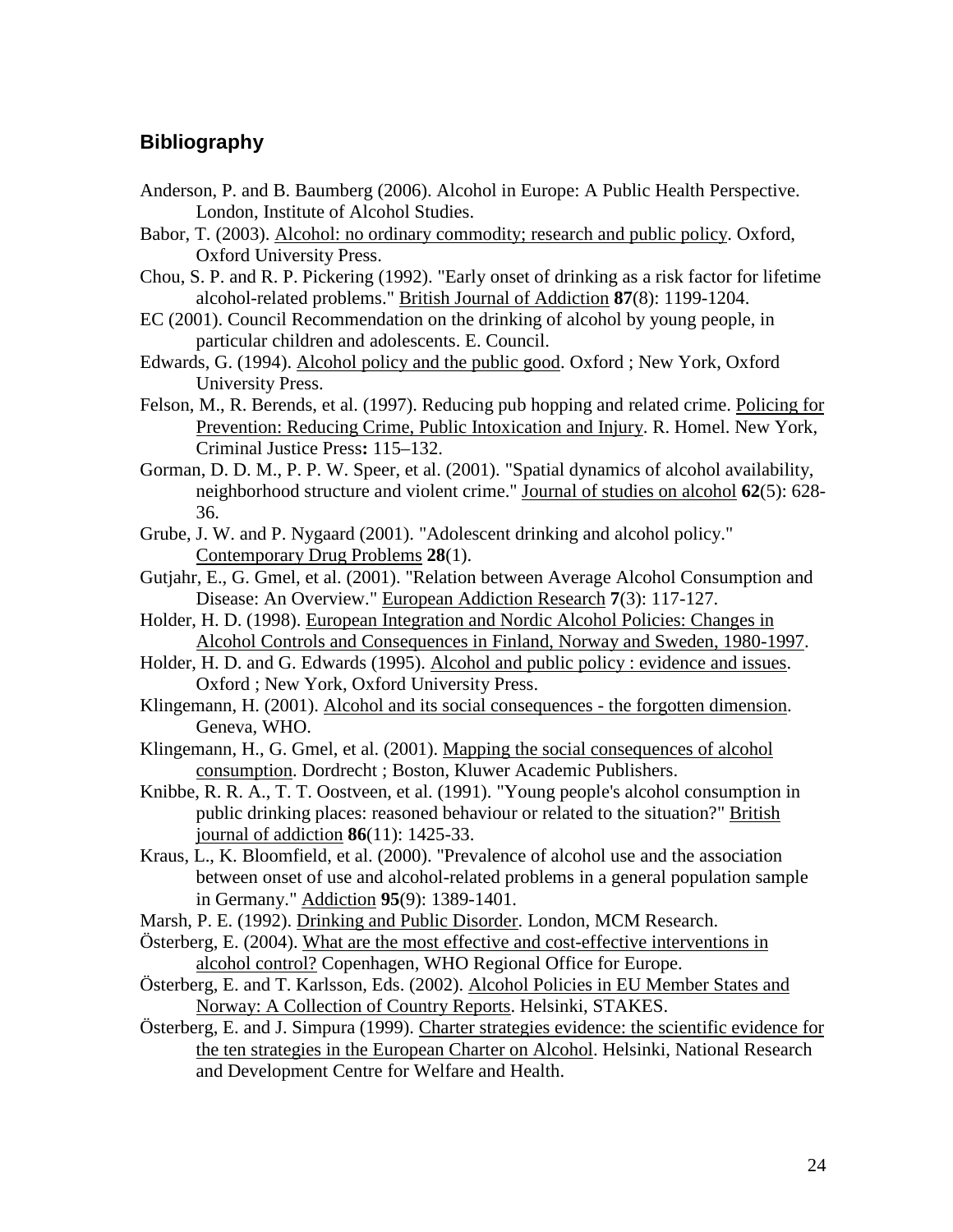## Bibliography

Anderson, P. and B. Baumberg (2006). Alcohol in Europe: A Public Health Perspective. London, Institute of Alcohol Studies.

Babor, T. (2003). Alcohol: no ordinary commodity; research and public policy. Oxford, Oxford University Press.

Chou, S. P. and R. P. Pickering (1992). "Early onset of drinking as a risk factor for lifetime alcohol-related problems." British Journal of Addiction **87**(8): 1199-1204.

EC (2001). Council Recommendation on the drinking of alcohol by young people, in particular children and adolescents. E. Council.

Edwards, G. (1994). Alcohol policy and the public good. Oxford ; New York, Oxford University Press.

Felson, M., R. Berends, et al. (1997). Reducing pub hopping and related crime. Policing for Prevention: Reducing Crime, Public Intoxication and Injury. R. Homel. New York, Criminal Justice Press**:** 115–132.

Gorman, D. D. M., P. P. W. Speer, et al. (2001). "Spatial dynamics of alcohol availability, neighborhood structure and violent crime." Journal of studies on alcohol **62**(5): 628-36.

Grube, J. W. and P. Nygaard (2001). "Adolescent drinking and alcohol policy." Contemporary Drug Problems **28**(1).

Gutjahr, E., G. Gmel, et al. (2001). "Relation between Average Alcohol Consumption and Disease: An Overview." European Addiction Research **7**(3): 117-127.

Holder, H. D. (1998). European Integration and Nordic Alcohol Policies: Changes in Alcohol Controls and Consequences in Finland, Norway and Sweden, 1980-1997.

Holder, H. D. and G. Edwards (1995). Alcohol and public policy : evidence and issues. Oxford ; New York, Oxford University Press.

Klingemann, H. (2001). Alcohol and its social consequences - the forgotten dimension. Geneva, WHO.

Klingemann, H., G. Gmel, et al. (2001). Mapping the social consequences of alcohol consumption. Dordrecht ; Boston, Kluwer Academic Publishers.

Knibbe, R. R. A., T. T. Oostveen, et al. (1991). "Young people's alcohol consumption in public drinking places: reasoned behaviour or related to the situation?" British journal of addiction **86**(11): 1425-33.

Kraus, L., K. Bloomfield, et al. (2000). "Prevalence of alcohol use and the association between onset of use and alcohol-related problems in a general population sample in Germany." Addiction **95**(9): 1389-1401.

Marsh, P. E. (1992). Drinking and Public Disorder. London, MCM Research.

Österberg, E. (2004). What are the most effective and cost-effective interventions in alcohol control? Copenhagen, WHO Regional Office for Europe.

Österberg, E. and T. Karlsson, Eds. (2002). Alcohol Policies in EU Member States and Norway: A Collection of Country Reports. Helsinki, STAKES.

Österberg, E. and J. Simpura (1999). Charter strategies evidence: the scientific evidence for the ten strategies in the European Charter on Alcohol. Helsinki, National Research and Development Centre for Welfare and Health.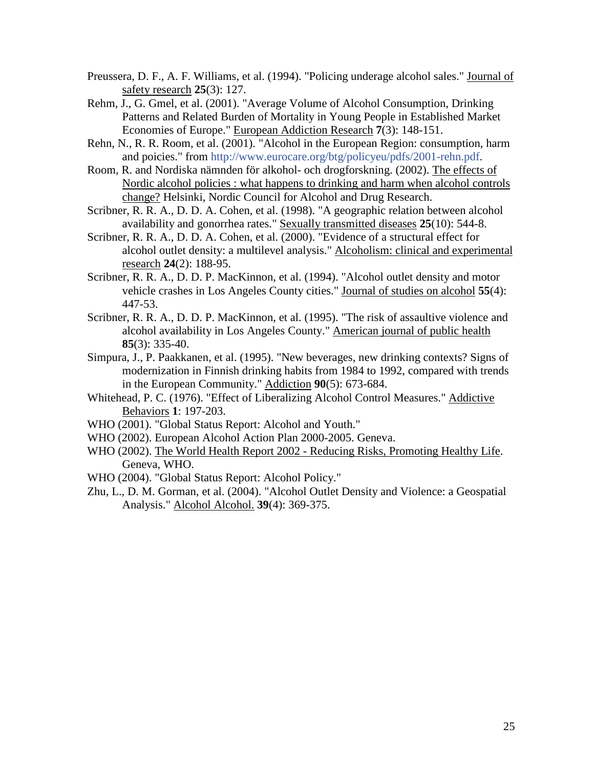Preussera, D. F., A. F. Williams, et al. (1994). "Policing underage alcohol sales." Journal of safety research **25**(3): 127.

Rehm, J., G. Gmel, et al. (2001). "Average Volume of Alcohol Consumption, Drinking Patterns and Related Burden of Mortality in Young People in Established Market Economies of Europe." European Addiction Research **7**(3): 148-151.

Rehn, N., R. R. Room, et al. (2001). "Alcohol in the European Region: consumption, harm and poicies." from http://www.eurocare.org/btg/policyeu/pdfs/2001-rehn.pdf.

Room, R. and Nordiska nämnden för alkohol- och drogforskning. (2002). The effects of Nordic alcohol policies : what happens to drinking and harm when alcohol controls change? Helsinki, Nordic Council for Alcohol and Drug Research.

Scribner, R. R. A., D. D. A. Cohen, et al. (1998). "A geographic relation between alcohol availability and gonorrhea rates." Sexually transmitted diseases **25**(10): 544-8.

Scribner, R. R. A., D. D. A. Cohen, et al. (2000). "Evidence of a structural effect for alcohol outlet density: a multilevel analysis." Alcoholism: clinical and experimental research **24**(2): 188-95.

Scribner, R. R. A., D. D. P. MacKinnon, et al. (1994). "Alcohol outlet density and motor vehicle crashes in Los Angeles County cities." Journal of studies on alcohol **55**(4): 447-53.

Scribner, R. R. A., D. D. P. MacKinnon, et al. (1995). "The risk of assaultive violence and alcohol availability in Los Angeles County." American journal of public health **85**(3): 335-40.

Simpura, J., P. Paakkanen, et al. (1995). "New beverages, new drinking contexts? Signs of modernization in Finnish drinking habits from 1984 to 1992, compared with trends in the European Community." Addiction **90**(5): 673-684.

Whitehead, P. C. (1976). "Effect of Liberalizing Alcohol Control Measures." Addictive Behaviors **1**: 197-203.

WHO (2001). "Global Status Report: Alcohol and Youth."

WHO (2002). European Alcohol Action Plan 2000-2005. Geneva.

WHO (2002). The World Health Report 2002 - Reducing Risks, Promoting Healthy Life. Geneva, WHO.

WHO (2004). "Global Status Report: Alcohol Policy."

Zhu, L., D. M. Gorman, et al. (2004). "Alcohol Outlet Density and Violence: a Geospatial Analysis." Alcohol Alcohol. **39**(4): 369-375.